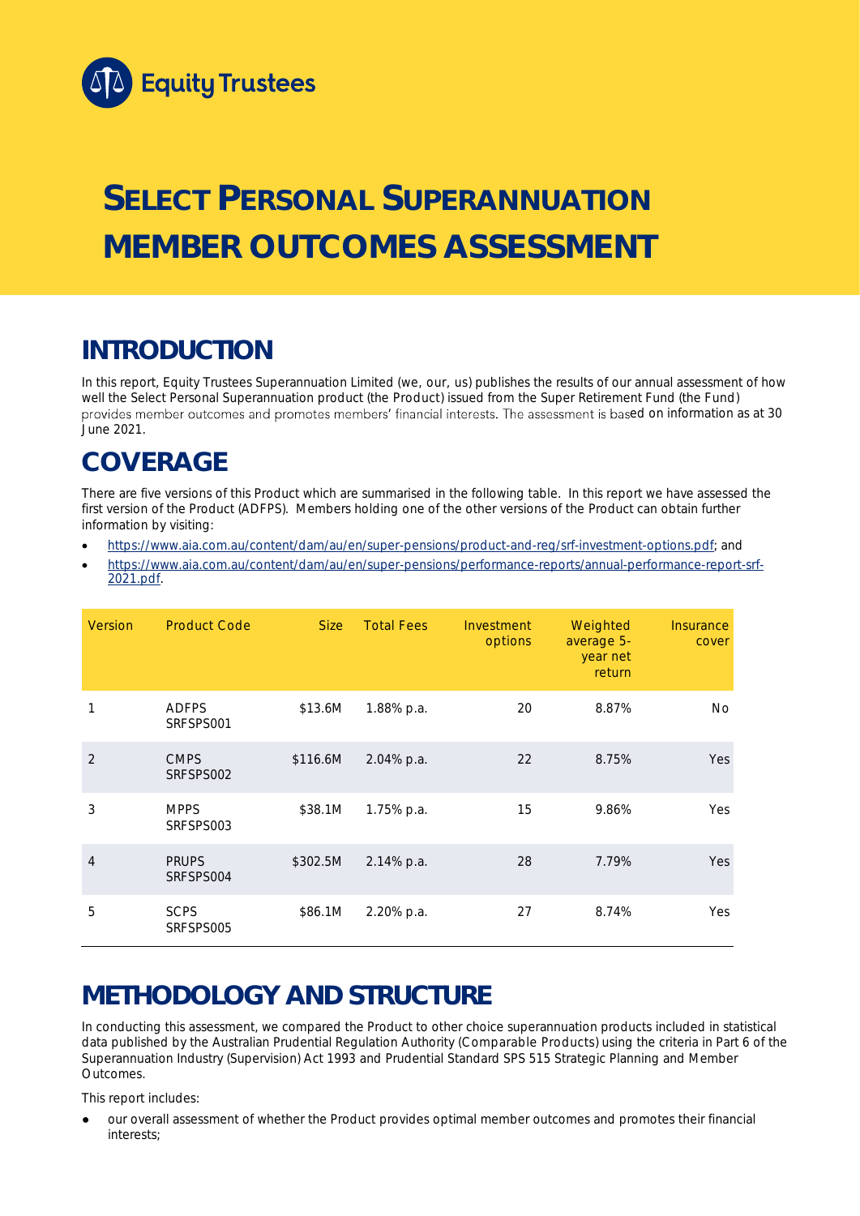# SELECT PERSONAL SUPERANNUATION MEMBER OUTCOMES ASSESSMENT

## INTRODUCTION

In this report, Equity Trustees Superannuation Limited (we, our, us) publishes the results of our annual assessment of how well the Select Personal Superannuation product (the Product) issued from the Super Retirement Fund (the Fund) provides member outcomes and promotes members' financial interests. The assessment is based on information as at 30 June 2021.

## COVERAGE

There are five versions of this Product which are summarised in the following table. In this report we have assessed the first version of the Product (ADFPS). Members holding one of the other versions of the Product can obtain further information by visiting:

- https://www.aia.com.au/content/dam/au/en/super-pensions/product-and-reg/srf-investment-options.pdf; and
- https://www.aia.com.au/content/dam/au/en/super-pensions/performance-reports/annual-performance-report-srf-2021.pdf.

| Version | Product Code | Size | Total Fees | Investment options | Weighted average 5-year net return | Insurance cover |
|---|---|---|---|---|---|---|
| 1 | ADFPS SRFSPS001 | $13.6M | 1.88% p.a. | 20 | 8.87% | No |
| 2 | CMPS SRFSPS002 | $116.6M | 2.04% p.a. | 22 | 8.75% | Yes |
| 3 | MPPS SRFSPS003 | $38.1M | 1.75% p.a. | 15 | 9.86% | Yes |
| 4 | PRUPS SRFSPS004 | $302.5M | 2.14% p.a. | 28 | 7.79% | Yes |
| 5 | SCPS SRFSPS005 | $86.1M | 2.20% p.a. | 27 | 8.74% | Yes |

## METHODOLOGY AND STRUCTURE

In conducting this assessment, we compared the Product to other choice superannuation products included in statistical data published by the Australian Prudential Regulation Authority (Comparable Products) using the criteria in Part 6 of the Superannuation Industry (Supervision) Act 1993 and Prudential Standard SPS 515 Strategic Planning and Member Outcomes.

This report includes:

- our overall assessment of whether the Product provides optimal member outcomes and promotes their financial interests;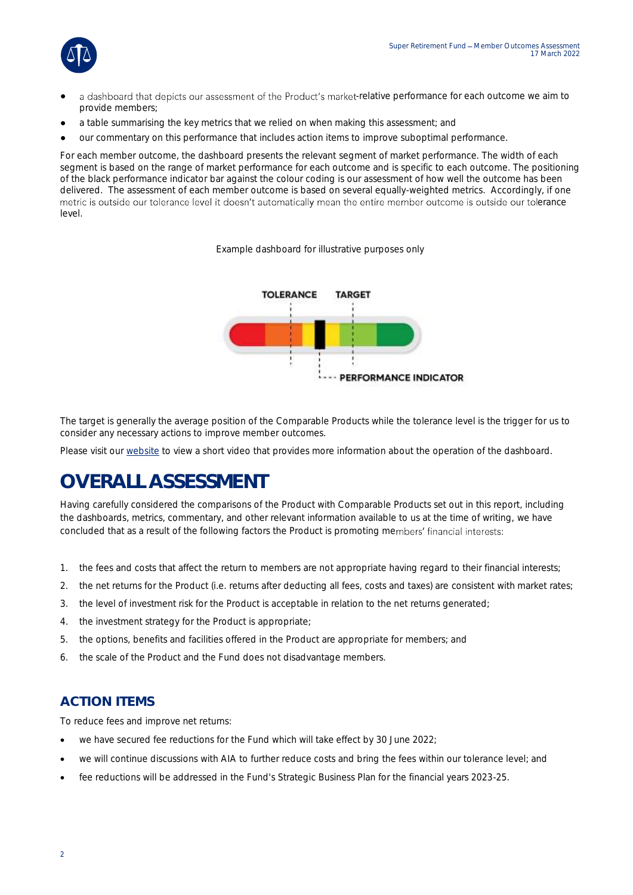- a dashboard that depicts our assessment of the Product's market-relative performance for each outcome we aim to provide members;
- a table summarising the key metrics that we relied on when making this assessment; and
- our commentary on this performance that includes action items to improve suboptimal performance.

For each member outcome, the dashboard presents the relevant segment of market performance. The width of each segment is based on the range of market performance for each outcome and is specific to each outcome. The positioning of the black performance indicator bar against the colour coding is our assessment of how well the outcome has been delivered. The assessment of each member outcome is based on several equally-weighted metrics. Accordingly, if one metric is outside our tolerance level it doesn't automatically mean the entire member outcome is outside our tolerance level.

Example dashboard for illustrative purposes only

TOLERANCE TARGET

PERFORMANCE INDICATOR

The target is generally the average position of the Comparable Products while the tolerance level is the trigger for us to consider any necessary actions to improve member outcomes.

Please visit our website to view a short video that provides more information about the operation of the dashboard.

# OVERALL ASSESSMENT

Having carefully considered the comparisons of the Product with Comparable Products set out in this report, including the dashboards, metrics, commentary, and other relevant information available to us at the time of writing, we have concluded that as a result of the following factors the Product is promoting members' financial interests:

1. the fees and costs that affect the return to members are not appropriate having regard to their financial interests;
2. the net returns for the Product (i.e. returns after deducting all fees, costs and taxes) are consistent with market rates;
3. the level of investment risk for the Product is acceptable in relation to the net returns generated;
4. the investment strategy for the Product is appropriate;
5. the options, benefits and facilities offered in the Product are appropriate for members; and
6. the scale of the Product and the Fund does not disadvantage members.

## ACTION ITEMS

To reduce fees and improve net returns:

- we have secured fee reductions for the Fund which will take effect by 30 June 2022;
- we will continue discussions with AIA to further reduce costs and bring the fees within our tolerance level; and
- fee reductions will be addressed in the Fund's Strategic Business Plan for the financial years 2023-25.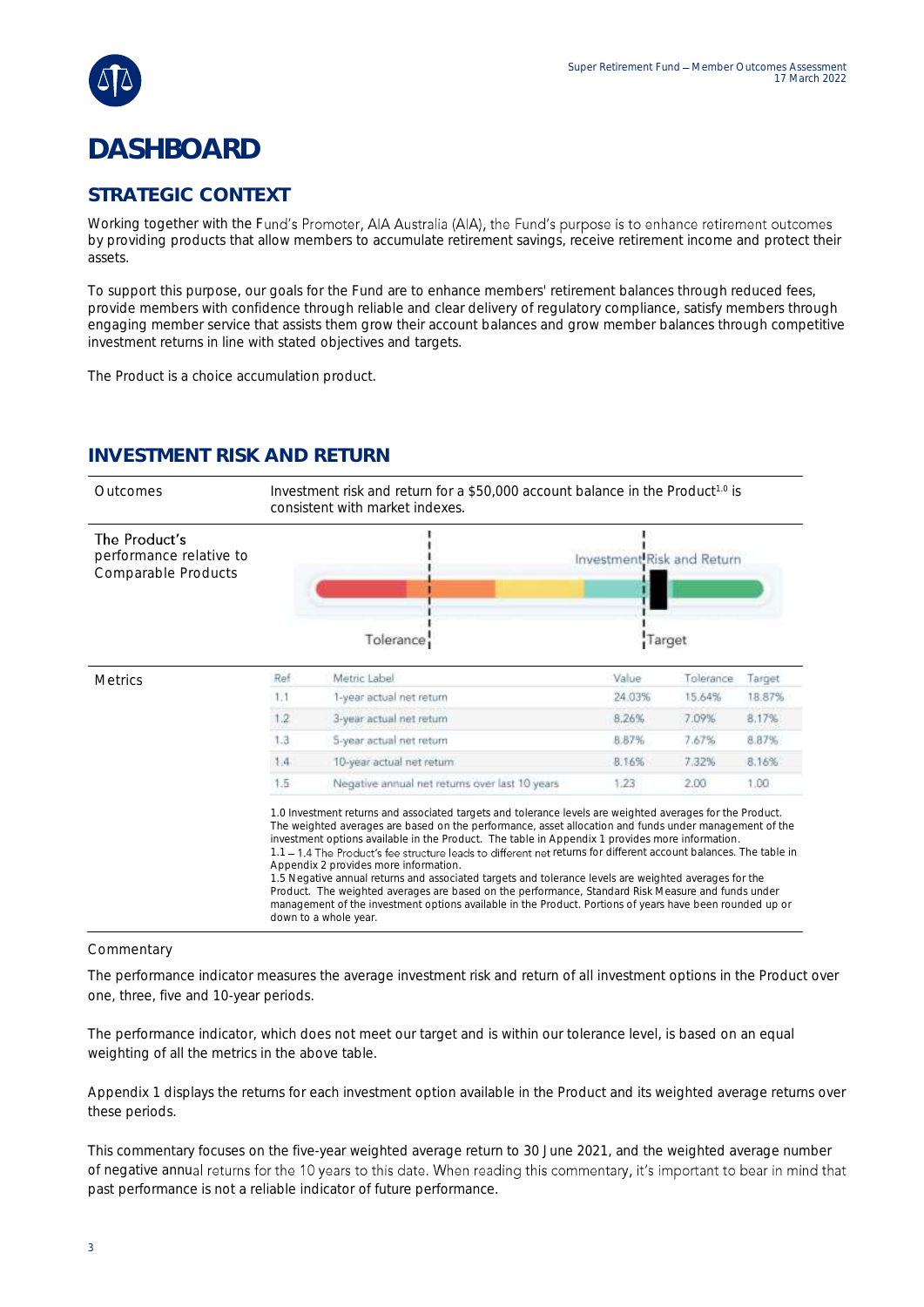# DASHBOARD

## STRATEGIC CONTEXT

Working together with the Fund's Promoter, AIA Australia (AIA), the Fund's purpose is to enhance retirement outcomes by providing products that allow members to accumulate retirement savings, receive retirement income and protect their assets.

To support this purpose, our goals for the Fund are to enhance members' retirement balances through reduced fees, provide members with confidence through reliable and clear delivery of regulatory compliance, satisfy members through engaging member service that assists them grow their account balances and grow member balances through competitive investment returns in line with stated objectives and targets.

The Product is a choice accumulation product.

## INVESTMENT RISK AND RETURN

| Outcomes | Investment risk and return for a $50,000 account balance in the Product[1.0] is consistent with market indexes. |
|---|---|
| The Product's performance relative to Comparable Products | Tolerance / Target — Investment Risk and Return |

**Metrics**

| Ref | Metric Label | Value | Tolerance | Target |
|---|---|---|---|---|
| 1.1 | 1-year actual net return | 24.03% | 15.64% | 18.87% |
| 1.2 | 3-year actual net return | 8.26% | 7.09% | 8.17% |
| 1.3 | 5-year actual net return | 8.87% | 7.67% | 8.87% |
| 1.4 | 10-year actual net return | 8.16% | 7.32% | 8.16% |
| 1.5 | Negative annual net returns over last 10 years | 1.23 | 2.00 | 1.00 |

1.0 Investment returns and associated targets and tolerance levels are weighted averages for the Product. The weighted averages are based on the performance, asset allocation and funds under management of the investment options available in the Product. The table in Appendix 1 provides more information.
1.1 – 1.4 The Product's fee structure leads to different net returns for different account balances. The table in Appendix 2 provides more information.
1.5 Negative annual returns and associated targets and tolerance levels are weighted averages for the Product. The weighted averages are based on the performance, Standard Risk Measure and funds under management of the investment options available in the Product. Portions of years have been rounded up or down to a whole year.

Commentary

The performance indicator measures the average investment risk and return of all investment options in the Product over one, three, five and 10-year periods.

The performance indicator, which does not meet our target and is within our tolerance level, is based on an equal weighting of all the metrics in the above table.

Appendix 1 displays the returns for each investment option available in the Product and its weighted average returns over these periods.

This commentary focuses on the five-year weighted average return to 30 June 2021, and the weighted average number of negative annual returns for the 10 years to this date. When reading this commentary, it's important to bear in mind that past performance is not a reliable indicator of future performance.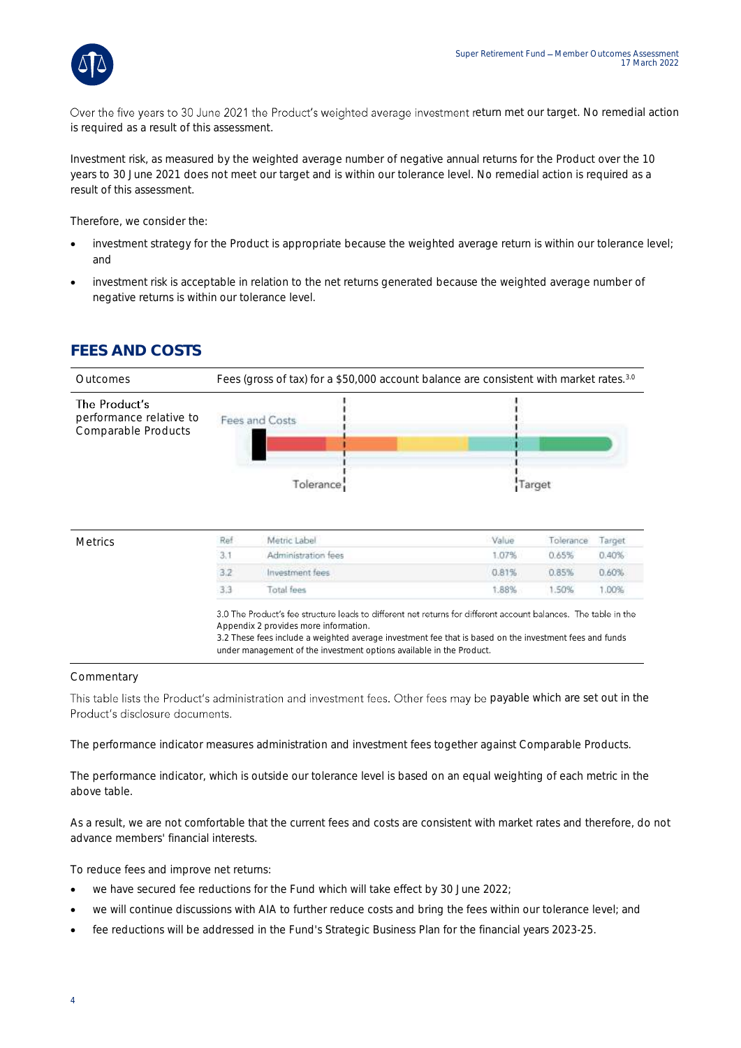Over the five years to 30 June 2021 the Product's weighted average investment return met our target. No remedial action is required as a result of this assessment.

Investment risk, as measured by the weighted average number of negative annual returns for the Product over the 10 years to 30 June 2021 does not meet our target and is within our tolerance level. No remedial action is required as a result of this assessment.

Therefore, we consider the:

- investment strategy for the Product is appropriate because the weighted average return is within our tolerance level; and
- investment risk is acceptable in relation to the net returns generated because the weighted average number of negative returns is within our tolerance level.

## FEES AND COSTS

| Outcomes | Fees (gross of tax) for a $50,000 account balance are consistent with market rates.[3.0] |
|---|---|
| The Product's performance relative to Comparable Products | Fees and Costs (Tolerance / Target) |

**Metrics**

| Ref | Metric Label | Value | Tolerance | Target |
|---|---|---|---|---|
| 3.1 | Administration fees | 1.07% | 0.65% | 0.40% |
| 3.2 | Investment fees | 0.81% | 0.85% | 0.60% |
| 3.3 | Total fees | 1.88% | 1.50% | 1.00% |

3.0 The Product's fee structure leads to different net returns for different account balances. The table in the Appendix 2 provides more information.
3.2 These fees include a weighted average investment fee that is based on the investment fees and funds under management of the investment options available in the Product.

Commentary

This table lists the Product's administration and investment fees. Other fees may be payable which are set out in the Product's disclosure documents.

The performance indicator measures administration and investment fees together against Comparable Products.

The performance indicator, which is outside our tolerance level is based on an equal weighting of each metric in the above table.

As a result, we are not comfortable that the current fees and costs are consistent with market rates and therefore, do not advance members' financial interests.

To reduce fees and improve net returns:

- we have secured fee reductions for the Fund which will take effect by 30 June 2022;
- we will continue discussions with AIA to further reduce costs and bring the fees within our tolerance level; and
- fee reductions will be addressed in the Fund's Strategic Business Plan for the financial years 2023-25.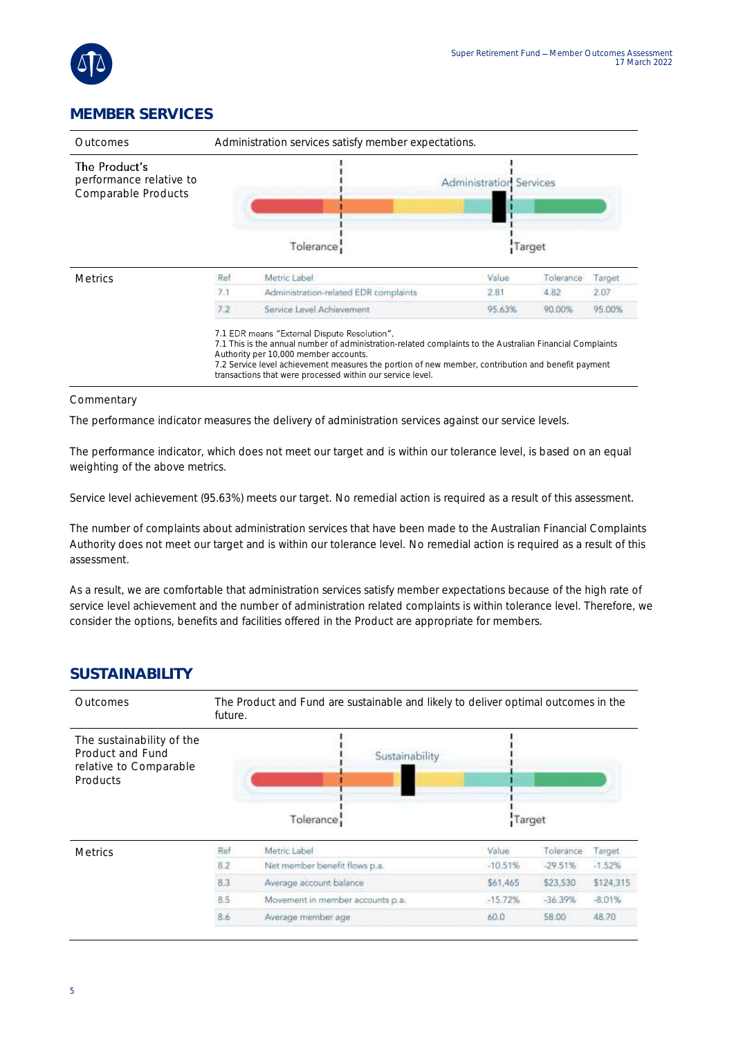## MEMBER SERVICES

| Outcomes | Administration services satisfy member expectations. |
|---|---|
| The Product's performance relative to Comparable Products | Administration Services<br>Tolerance<br>Target |

**Metrics**

| Ref | Metric Label | Value | Tolerance | Target |
|---|---|---|---|---|
| 7.1 | Administration-related EDR complaints | 2.81 | 4.82 | 2.07 |
| 7.2 | Service Level Achievement | 95.63% | 90.00% | 95.00% |

7.1 EDR means "External Dispute Resolution".
7.1 This is the annual number of administration-related complaints to the Australian Financial Complaints Authority per 10,000 member accounts.
7.2 Service level achievement measures the portion of new member, contribution and benefit payment transactions that were processed within our service level.

Commentary

The performance indicator measures the delivery of administration services against our service levels.

The performance indicator, which does not meet our target and is within our tolerance level, is based on an equal weighting of the above metrics.

Service level achievement (95.63%) meets our target. No remedial action is required as a result of this assessment.

The number of complaints about administration services that have been made to the Australian Financial Complaints Authority does not meet our target and is within our tolerance level. No remedial action is required as a result of this assessment.

As a result, we are comfortable that administration services satisfy member expectations because of the high rate of service level achievement and the number of administration related complaints is within tolerance level. Therefore, we consider the options, benefits and facilities offered in the Product are appropriate for members.

## SUSTAINABILITY

| Outcomes | The Product and Fund are sustainable and likely to deliver optimal outcomes in the future. |
|---|---|
| The sustainability of the Product and Fund relative to Comparable Products | Sustainability<br>Tolerance<br>Target |

**Metrics**

| Ref | Metric Label | Value | Tolerance | Target |
|---|---|---|---|---|
| 8.2 | Net member benefit flows p.a. | -10.51% | -29.51% | -1.52% |
| 8.3 | Average account balance | $61,465 | $23,530 | $124,315 |
| 8.5 | Movement in member accounts p.a. | -15.72% | -36.39% | -8.01% |
| 8.6 | Average member age | 60.0 | 58.00 | 48.70 |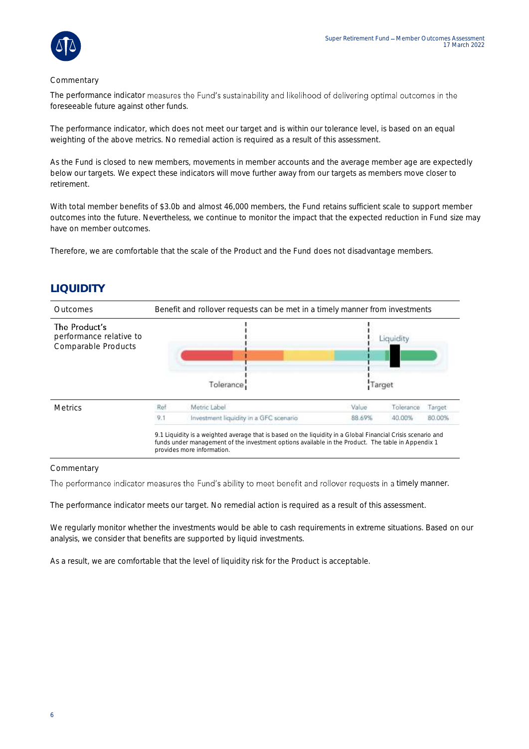Commentary

The performance indicator measures the Fund's sustainability and likelihood of delivering optimal outcomes in the foreseeable future against other funds.

The performance indicator, which does not meet our target and is within our tolerance level, is based on an equal weighting of the above metrics. No remedial action is required as a result of this assessment.

As the Fund is closed to new members, movements in member accounts and the average member age are expectedly below our targets. We expect these indicators will move further away from our targets as members move closer to retirement.

With total member benefits of $3.0b and almost 46,000 members, the Fund retains sufficient scale to support member outcomes into the future. Nevertheless, we continue to monitor the impact that the expected reduction in Fund size may have on member outcomes.

Therefore, we are comfortable that the scale of the Product and the Fund does not disadvantage members.

## LIQUIDITY

**Outcomes**

Benefit and rollover requests can be met in a timely manner from investments

**The Product's performance relative to Comparable Products**

Liquidity — Tolerance — Target

**Metrics**

| Ref | Metric Label | Value | Tolerance | Target |
|---|---|---|---|---|
| 9.1 | Investment liquidity in a GFC scenario | 88.69% | 40.00% | 80.00% |

9.1 Liquidity is a weighted average that is based on the liquidity in a Global Financial Crisis scenario and funds under management of the investment options available in the Product. The table in Appendix 1 provides more information.

Commentary

The performance indicator measures the Fund's ability to meet benefit and rollover requests in a timely manner.

The performance indicator meets our target. No remedial action is required as a result of this assessment.

We regularly monitor whether the investments would be able to cash requirements in extreme situations. Based on our analysis, we consider that benefits are supported by liquid investments.

As a result, we are comfortable that the level of liquidity risk for the Product is acceptable.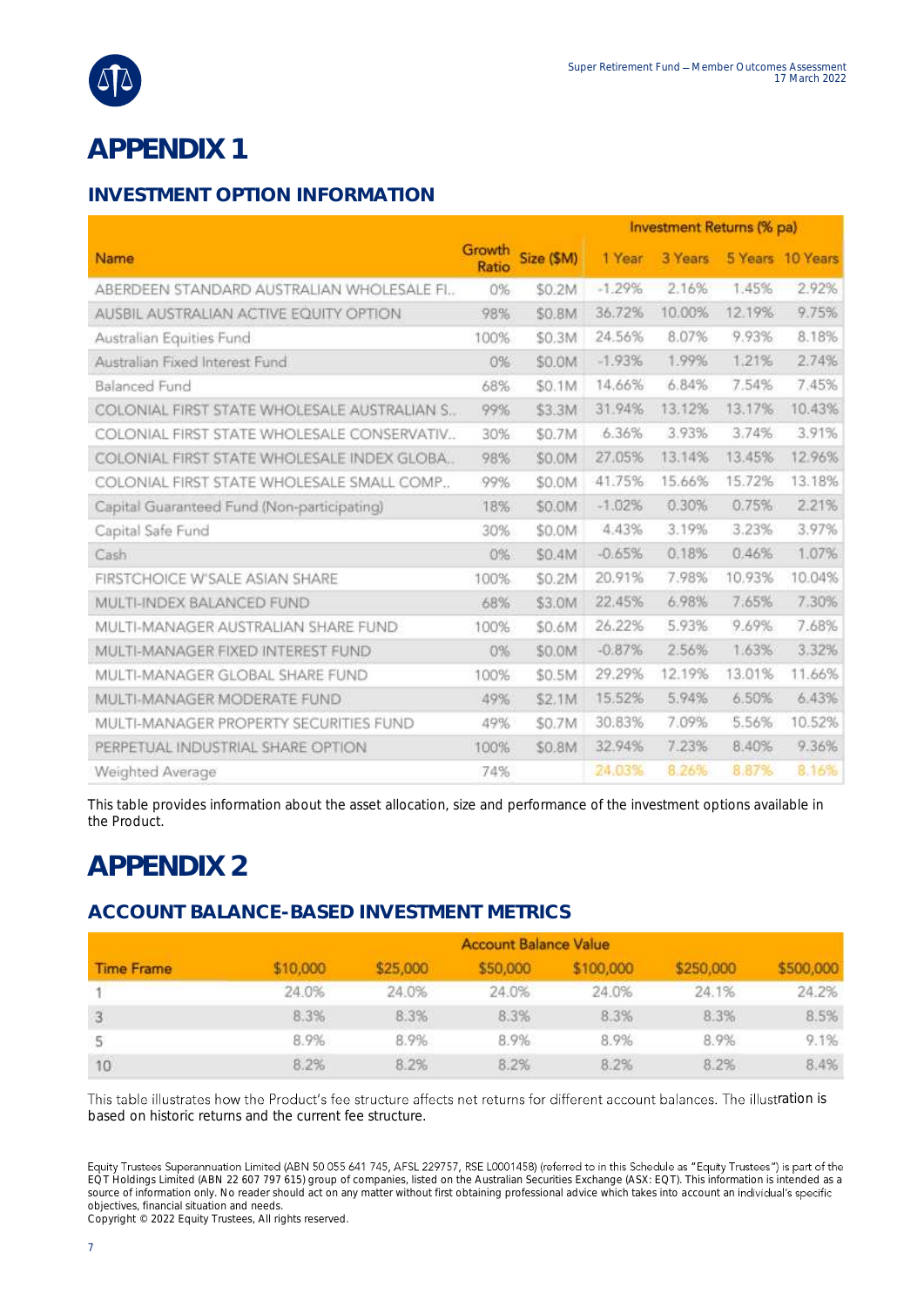# APPENDIX 1

## INVESTMENT OPTION INFORMATION

| Name | Growth Ratio | Size ($M) | Investment Returns (% pa) | | | |
|---|---|---|---|---|---|---|
| | | | 1 Year | 3 Years | 5 Years | 10 Years |
| ABERDEEN STANDARD AUSTRALIAN WHOLESALE FI.. | 0% | $0.2M | -1.29% | 2.16% | 1.45% | 2.92% |
| AUSBIL AUSTRALIAN ACTIVE EQUITY OPTION | 98% | $0.8M | 36.72% | 10.00% | 12.19% | 9.75% |
| Australian Equities Fund | 100% | $0.3M | 24.56% | 8.07% | 9.93% | 8.18% |
| Australian Fixed Interest Fund | 0% | $0.0M | -1.93% | 1.99% | 1.21% | 2.74% |
| Balanced Fund | 68% | $0.1M | 14.66% | 6.84% | 7.54% | 7.45% |
| COLONIAL FIRST STATE WHOLESALE AUSTRALIAN S.. | 99% | $3.3M | 31.94% | 13.12% | 13.17% | 10.43% |
| COLONIAL FIRST STATE WHOLESALE CONSERVATIV.. | 30% | $0.7M | 6.36% | 3.93% | 3.74% | 3.91% |
| COLONIAL FIRST STATE WHOLESALE INDEX GLOBA.. | 98% | $0.0M | 27.05% | 13.14% | 13.45% | 12.96% |
| COLONIAL FIRST STATE WHOLESALE SMALL COMP.. | 99% | $0.0M | 41.75% | 15.66% | 15.72% | 13.18% |
| Capital Guaranteed Fund (Non-participating) | 18% | $0.0M | -1.02% | 0.30% | 0.75% | 2.21% |
| Capital Safe Fund | 30% | $0.0M | 4.43% | 3.19% | 3.23% | 3.97% |
| Cash | 0% | $0.4M | -0.65% | 0.18% | 0.46% | 1.07% |
| FIRSTCHOICE W'SALE ASIAN SHARE | 100% | $0.2M | 20.91% | 7.98% | 10.93% | 10.04% |
| MULTI-INDEX BALANCED FUND | 68% | $3.0M | 22.45% | 6.98% | 7.65% | 7.30% |
| MULTI-MANAGER AUSTRALIAN SHARE FUND | 100% | $0.6M | 26.22% | 5.93% | 9.69% | 7.68% |
| MULTI-MANAGER FIXED INTEREST FUND | 0% | $0.0M | -0.87% | 2.56% | 1.63% | 3.32% |
| MULTI-MANAGER GLOBAL SHARE FUND | 100% | $0.5M | 29.29% | 12.19% | 13.01% | 11.66% |
| MULTI-MANAGER MODERATE FUND | 49% | $2.1M | 15.52% | 5.94% | 6.50% | 6.43% |
| MULTI-MANAGER PROPERTY SECURITIES FUND | 49% | $0.7M | 30.83% | 7.09% | 5.56% | 10.52% |
| PERPETUAL INDUSTRIAL SHARE OPTION | 100% | $0.8M | 32.94% | 7.23% | 8.40% | 9.36% |
| Weighted Average | 74% | | 24.03% | 8.26% | 8.87% | 8.16% |

This table provides information about the asset allocation, size and performance of the investment options available in the Product.

# APPENDIX 2

## ACCOUNT BALANCE-BASED INVESTMENT METRICS

| Time Frame | Account Balance Value | | | | | |
|---|---|---|---|---|---|---|
| | $10,000 | $25,000 | $50,000 | $100,000 | $250,000 | $500,000 |
| 1 | 24.0% | 24.0% | 24.0% | 24.0% | 24.1% | 24.2% |
| 3 | 8.3% | 8.3% | 8.3% | 8.3% | 8.3% | 8.5% |
| 5 | 8.9% | 8.9% | 8.9% | 8.9% | 8.9% | 9.1% |
| 10 | 8.2% | 8.2% | 8.2% | 8.2% | 8.2% | 8.4% |

This table illustrates how the Product's fee structure affects net returns for different account balances. The illustration is based on historic returns and the current fee structure.

Equity Trustees Superannuation Limited (ABN 50 055 641 745, AFSL 229757, RSE L0001458) (referred to in this Schedule as "Equity Trustees") is part of the EQT Holdings Limited (ABN 22 607 797 615) group of companies, listed on the Australian Securities Exchange (ASX: EQT). This information is intended as a source of information only. No reader should act on any matter without first obtaining professional advice which takes into account an individual's specific objectives, financial situation and needs.

Copyright © 2022 Equity Trustees, All rights reserved.